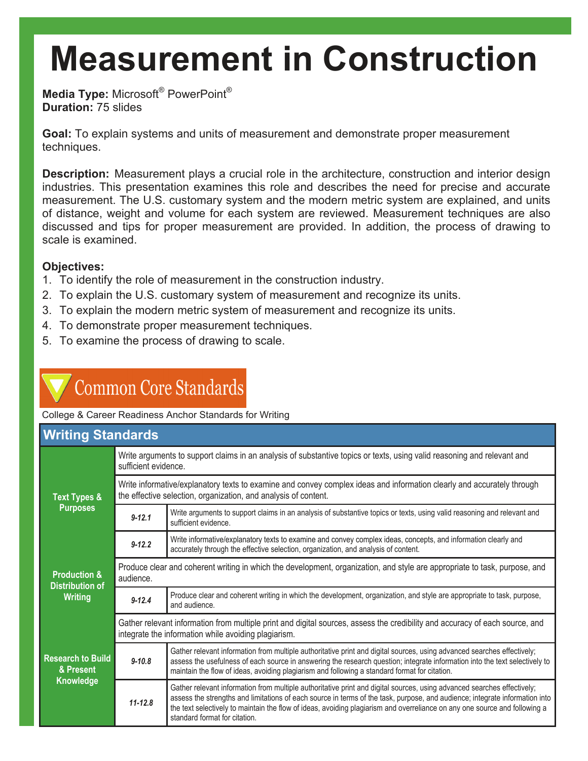# Measurement in Construction

**Media Type:** Microsoft® PowerPoint®
**Duration:** 75 slides

**Goal:** To explain systems and units of measurement and demonstrate proper measurement techniques.

**Description:** Measurement plays a crucial role in the architecture, construction and interior design industries. This presentation examines this role and describes the need for precise and accurate measurement. The U.S. customary system and the modern metric system are explained, and units of distance, weight and volume for each system are reviewed. Measurement techniques are also discussed and tips for proper measurement are provided. In addition, the process of drawing to scale is examined.

**Objectives:**

1. To identify the role of measurement in the construction industry.
2. To explain the U.S. customary system of measurement and recognize its units.
3. To explain the modern metric system of measurement and recognize its units.
4. To demonstrate proper measurement techniques.
5. To examine the process of drawing to scale.

## Common Core Standards

College & Career Readiness Anchor Standards for Writing

| Writing Standards | | |
|---|---|---|
| **Text Types & Purposes** | Write arguments to support claims in an analysis of substantive topics or texts, using valid reasoning and relevant and sufficient evidence. | |
| | Write informative/explanatory texts to examine and convey complex ideas and information clearly and accurately through the effective selection, organization, and analysis of content. | |
| | ***9-12.1*** | Write arguments to support claims in an analysis of substantive topics or texts, using valid reasoning and relevant and sufficient evidence. |
| | ***9-12.2*** | Write informative/explanatory texts to examine and convey complex ideas, concepts, and information clearly and accurately through the effective selection, organization, and analysis of content. |
| **Production & Distribution of Writing** | Produce clear and coherent writing in which the development, organization, and style are appropriate to task, purpose, and audience. | |
| | ***9-12.4*** | Produce clear and coherent writing in which the development, organization, and style are appropriate to task, purpose, and audience. |
| **Research to Build & Present Knowledge** | Gather relevant information from multiple print and digital sources, assess the credibility and accuracy of each source, and integrate the information while avoiding plagiarism. | |
| | ***9-10.8*** | Gather relevant information from multiple authoritative print and digital sources, using advanced searches effectively; assess the usefulness of each source in answering the research question; integrate information into the text selectively to maintain the flow of ideas, avoiding plagiarism and following a standard format for citation. |
| | ***11-12.8*** | Gather relevant information from multiple authoritative print and digital sources, using advanced searches effectively; assess the strengths and limitations of each source in terms of the task, purpose, and audience; integrate information into the text selectively to maintain the flow of ideas, avoiding plagiarism and overreliance on any one source and following a standard format for citation. |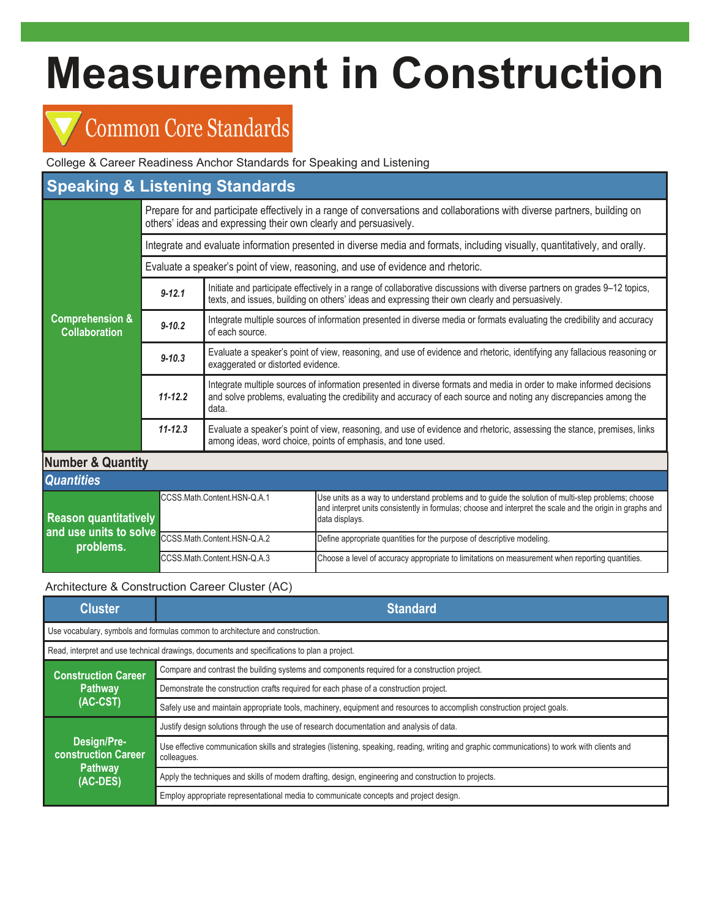# Measurement in Construction

## Common Core Standards

College & Career Readiness Anchor Standards for Speaking and Listening

| Speaking & Listening Standards | | |
|---|---|---|
| Comprehension & Collaboration | Prepare for and participate effectively in a range of conversations and collaborations with diverse partners, building on others' ideas and expressing their own clearly and persuasively. | |
| | Integrate and evaluate information presented in diverse media and formats, including visually, quantitatively, and orally. | |
| | Evaluate a speaker's point of view, reasoning, and use of evidence and rhetoric. | |
| | *9-12.1* | Initiate and participate effectively in a range of collaborative discussions with diverse partners on grades 9–12 topics, texts, and issues, building on others' ideas and expressing their own clearly and persuasively. |
| | *9-10.2* | Integrate multiple sources of information presented in diverse media or formats evaluating the credibility and accuracy of each source. |
| | *9-10.3* | Evaluate a speaker's point of view, reasoning, and use of evidence and rhetoric, identifying any fallacious reasoning or exaggerated or distorted evidence. |
| | *11-12.2* | Integrate multiple sources of information presented in diverse formats and media in order to make informed decisions and solve problems, evaluating the credibility and accuracy of each source and noting any discrepancies among the data. |
| | *11-12.3* | Evaluate a speaker's point of view, reasoning, and use of evidence and rhetoric, assessing the stance, premises, links among ideas, word choice, points of emphasis, and tone used. |

| Number & Quantity | | |
|---|---|---|
| ***Quantities*** | | |
| **Reason quantitatively and use units to solve problems.** | CCSS.Math.Content.HSN-Q.A.1 | Use units as a way to understand problems and to guide the solution of multi-step problems; choose and interpret units consistently in formulas; choose and interpret the scale and the origin in graphs and data displays. |
| | CCSS.Math.Content.HSN-Q.A.2 | Define appropriate quantities for the purpose of descriptive modeling. |
| | CCSS.Math.Content.HSN-Q.A.3 | Choose a level of accuracy appropriate to limitations on measurement when reporting quantities. |

Architecture & Construction Career Cluster (AC)

| Cluster | Standard |
|---|---|
| Use vocabulary, symbols and formulas common to architecture and construction. | |
| Read, interpret and use technical drawings, documents and specifications to plan a project. | |
| **Construction Career Pathway (AC-CST)** | Compare and contrast the building systems and components required for a construction project. |
| | Demonstrate the construction crafts required for each phase of a construction project. |
| | Safely use and maintain appropriate tools, machinery, equipment and resources to accomplish construction project goals. |
| **Design/Pre-construction Career Pathway (AC-DES)** | Justify design solutions through the use of research documentation and analysis of data. |
| | Use effective communication skills and strategies (listening, speaking, reading, writing and graphic communications) to work with clients and colleagues. |
| | Apply the techniques and skills of modern drafting, design, engineering and construction to projects. |
| | Employ appropriate representational media to communicate concepts and project design. |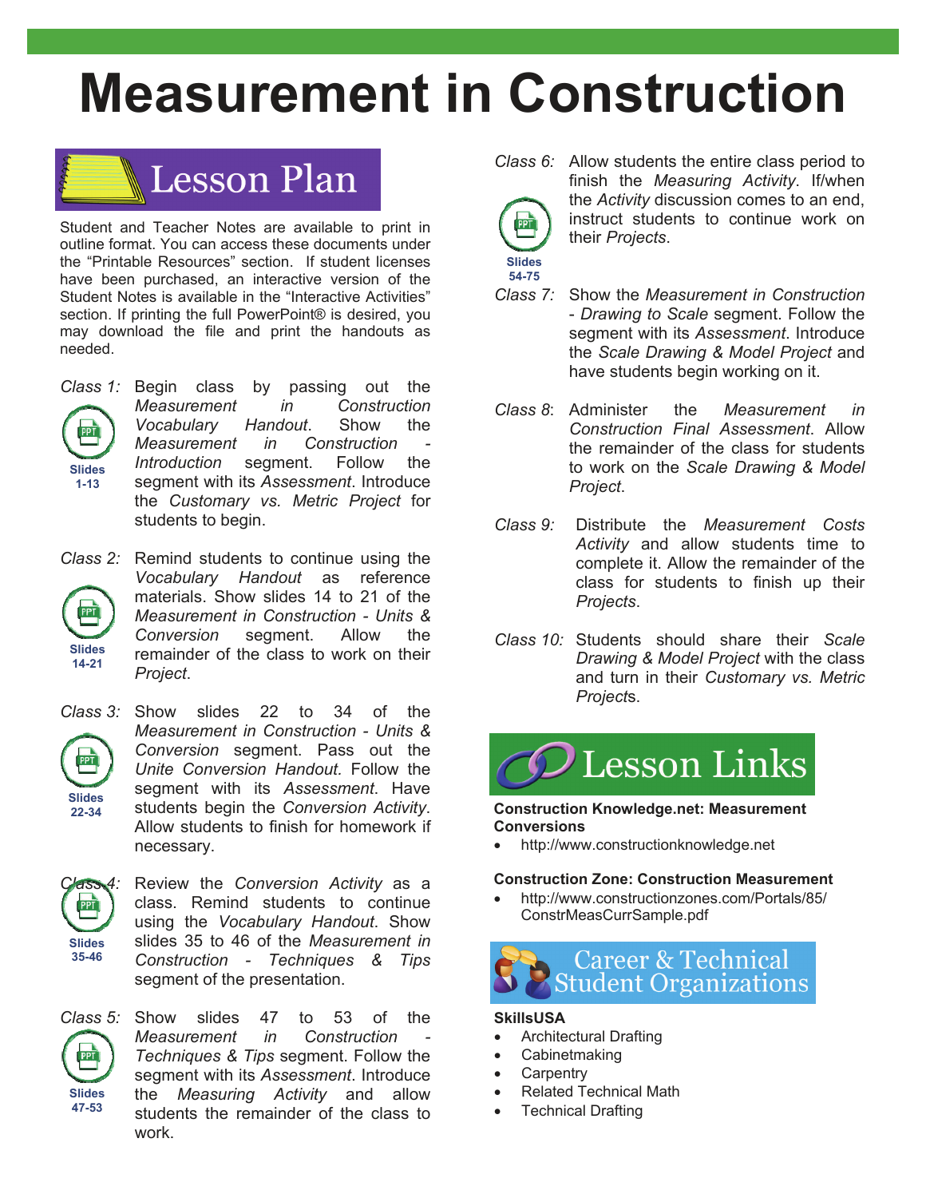# Measurement in Construction

## Lesson Plan

Student and Teacher Notes are available to print in outline format. You can access these documents under the "Printable Resources" section. If student licenses have been purchased, an interactive version of the Student Notes is available in the "Interactive Activities" section. If printing the full PowerPoint® is desired, you may download the file and print the handouts as needed.

*Class 1:* (Slides 1-13) Begin class by passing out the *Measurement in Construction Vocabulary Handout*. Show the *Measurement in Construction - Introduction* segment. Follow the segment with its *Assessment*. Introduce the *Customary vs. Metric Project* for students to begin.

*Class 2:* (Slides 14-21) Remind students to continue using the *Vocabulary Handout* as reference materials. Show slides 14 to 21 of the *Measurement in Construction - Units & Conversion* segment. Allow the remainder of the class to work on their *Project*.

*Class 3:* (Slides 22-34) Show slides 22 to 34 of the *Measurement in Construction - Units & Conversion* segment. Pass out the *Unite Conversion Handout*. Follow the segment with its *Assessment*. Have students begin the *Conversion Activity*. Allow students to finish for homework if necessary.

*Class 4:* (Slides 35-46) Review the *Conversion Activity* as a class. Remind students to continue using the *Vocabulary Handout*. Show slides 35 to 46 of the *Measurement in Construction - Techniques & Tips* segment of the presentation.

*Class 5:* (Slides 47-53) Show slides 47 to 53 of the *Measurement in Construction - Techniques & Tips* segment. Follow the segment with its *Assessment*. Introduce the *Measuring Activity* and allow students the remainder of the class to work.

*Class 6:* (Slides 54-75) Allow students the entire class period to finish the *Measuring Activity*. If/when the *Activity* discussion comes to an end, instruct students to continue work on their *Projects*.

*Class 7:* Show the *Measurement in Construction - Drawing to Scale* segment. Follow the segment with its *Assessment*. Introduce the *Scale Drawing & Model Project* and have students begin working on it.

*Class 8*: Administer the *Measurement in Construction Final Assessment*. Allow the remainder of the class for students to work on the *Scale Drawing & Model Project*.

*Class 9:* Distribute the *Measurement Costs Activity* and allow students time to complete it. Allow the remainder of the class for students to finish up their *Projects*.

*Class 10:* Students should share their *Scale Drawing & Model Project* with the class and turn in their *Customary vs. Metric Projects*.

## Lesson Links

**Construction Knowledge.net: Measurement Conversions**

- http://www.constructionknowledge.net

**Construction Zone: Construction Measurement**

- http://www.constructionzones.com/Portals/85/ConstrMeasCurrSample.pdf

## Career & Technical Student Organizations

**SkillsUSA**

- Architectural Drafting
- Cabinetmaking
- Carpentry
- Related Technical Math
- Technical Drafting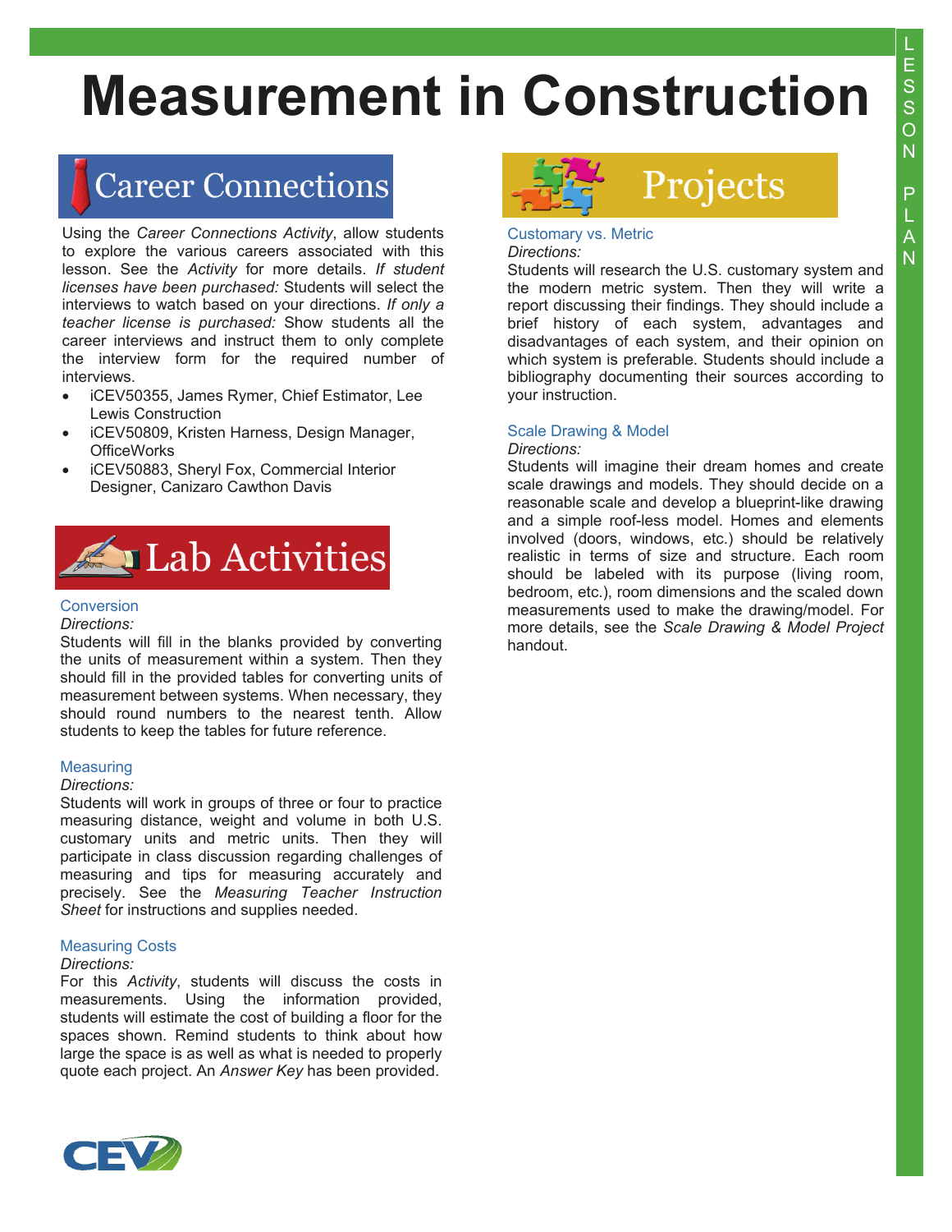# Measurement in Construction

## Career Connections

Using the *Career Connections Activity*, allow students to explore the various careers associated with this lesson. See the *Activity* for more details. *If student licenses have been purchased:* Students will select the interviews to watch based on your directions. *If only a teacher license is purchased:* Show students all the career interviews and instruct them to only complete the interview form for the required number of interviews.

- iCEV50355, James Rymer, Chief Estimator, Lee Lewis Construction
- iCEV50809, Kristen Harness, Design Manager, OfficeWorks
- iCEV50883, Sheryl Fox, Commercial Interior Designer, Canizaro Cawthon Davis

## Lab Activities

### Conversion

*Directions:*

Students will fill in the blanks provided by converting the units of measurement within a system. Then they should fill in the provided tables for converting units of measurement between systems. When necessary, they should round numbers to the nearest tenth. Allow students to keep the tables for future reference.

### Measuring

*Directions:*

Students will work in groups of three or four to practice measuring distance, weight and volume in both U.S. customary units and metric units. Then they will participate in class discussion regarding challenges of measuring and tips for measuring accurately and precisely. See the *Measuring Teacher Instruction Sheet* for instructions and supplies needed.

### Measuring Costs

*Directions:*

For this *Activity*, students will discuss the costs in measurements. Using the information provided, students will estimate the cost of building a floor for the spaces shown. Remind students to think about how large the space is as well as what is needed to properly quote each project. An *Answer Key* has been provided.

## Projects

### Customary vs. Metric

*Directions:*

Students will research the U.S. customary system and the modern metric system. Then they will write a report discussing their findings. They should include a brief history of each system, advantages and disadvantages of each system, and their opinion on which system is preferable. Students should include a bibliography documenting their sources according to your instruction.

### Scale Drawing & Model

*Directions:*

Students will imagine their dream homes and create scale drawings and models. They should decide on a reasonable scale and develop a blueprint-like drawing and a simple roof-less model. Homes and elements involved (doors, windows, etc.) should be relatively realistic in terms of size and structure. Each room should be labeled with its purpose (living room, bedroom, etc.), room dimensions and the scaled down measurements used to make the drawing/model. For more details, see the *Scale Drawing & Model Project* handout.